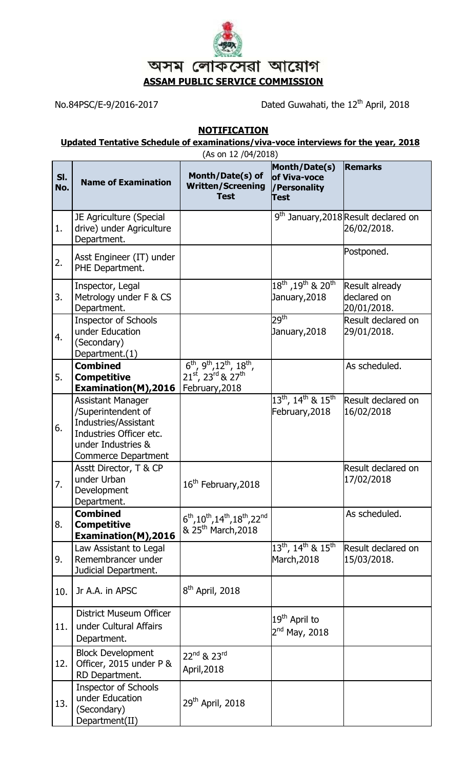অসম লোকসেৱা আয়োগ

**ASSAM PUBLIC SERVICE COMMISSION**

No.84PSC/E-9/2016-2017

Dated Guwahati, the 12th April, 2018

## NOTIFICATION

### Updated Tentative Schedule of examinations/viva-voce interviews for the year, 2018

(As on 12 /04/2018)

| Sl. No. | Name of Examination | Month/Date(s) of Written/Screening Test | Month/Date(s) of Viva-voce /Personality Test | Remarks |
|---|---|---|---|---|
| 1. | JE Agriculture (Special drive) under Agriculture Department. | | 9th January,2018 | Result declared on 26/02/2018. |
| 2. | Asst Engineer (IT) under PHE Department. | | | Postponed. |
| 3. | Inspector, Legal Metrology under F & CS Department. | | 18th ,19th & 20th January,2018 | Result already declared on 20/01/2018. |
| 4. | Inspector of Schools under Education (Secondary) Department.(1) | | 29th January,2018 | Result declared on 29/01/2018. |
| 5. | **Combined Competitive Examination(M),2016** | 6th, 9th,12th, 18th, 21st, 23rd & 27th February,2018 | | As scheduled. |
| 6. | Assistant Manager /Superintendent of Industries/Assistant Industries Officer etc. under Industries & Commerce Department | | 13th, 14th & 15th February,2018 | Result declared on 16/02/2018 |
| 7. | Asstt Director, T & CP under Urban Development Department. | 16th February,2018 | | Result declared on 17/02/2018 |
| 8. | **Combined Competitive Examination(M),2016** | 6th,10th,14th,18th,22nd & 25th March,2018 | | As scheduled. |
| 9. | Law Assistant to Legal Remembrancer under Judicial Department. | | 13th, 14th & 15th March,2018 | Result declared on 15/03/2018. |
| 10. | Jr A.A. in APSC | 8th April, 2018 | | |
| 11. | District Museum Officer under Cultural Affairs Department. | | 19th April to 2nd May, 2018 | |
| 12. | Block Development Officer, 2015 under P & RD Department. | 22nd & 23rd April,2018 | | |
| 13. | Inspector of Schools under Education (Secondary) Department(II) | 29th April, 2018 | | |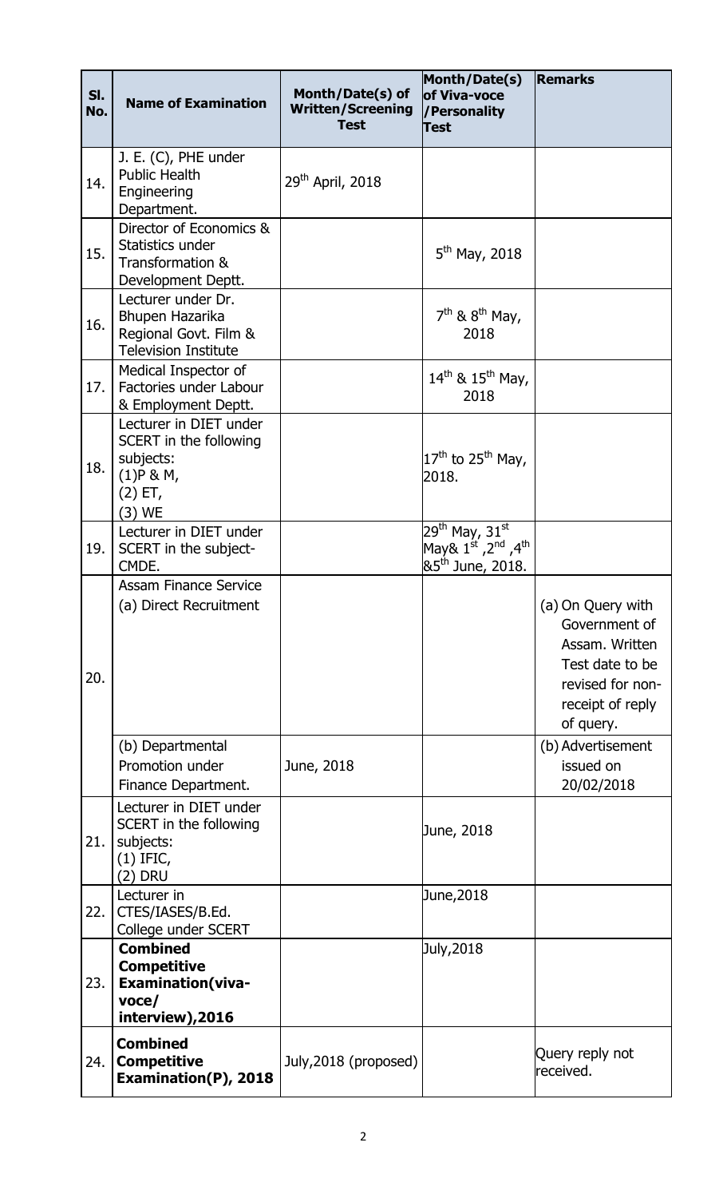| Sl. No. | Name of Examination | Month/Date(s) of Written/Screening Test | Month/Date(s) of Viva-voce /Personality Test | Remarks |
|---|---|---|---|---|
| 14. | J. E. (C), PHE under Public Health Engineering Department. | 29th April, 2018 | | |
| 15. | Director of Economics & Statistics under Transformation & Development Deptt. | | 5th May, 2018 | |
| 16. | Lecturer under Dr. Bhupen Hazarika Regional Govt. Film & Television Institute | | 7th & 8th May, 2018 | |
| 17. | Medical Inspector of Factories under Labour & Employment Deptt. | | 14th & 15th May, 2018 | |
| 18. | Lecturer in DIET under SCERT in the following subjects: (1)P & M, (2) ET, (3) WE | | 17th to 25th May, 2018. | |
| 19. | Lecturer in DIET under SCERT in the subject- CMDE. | | 29th May, 31st May& 1st ,2nd ,4th &5th June, 2018. | |
| 20. | Assam Finance Service (a) Direct Recruitment | | | (a) On Query with Government of Assam. Written Test date to be revised for non-receipt of reply of query. |
| | (b) Departmental Promotion under Finance Department. | June, 2018 | | (b) Advertisement issued on 20/02/2018 |
| 21. | Lecturer in DIET under SCERT in the following subjects: (1) IFIC, (2) DRU | | June, 2018 | |
| 22. | Lecturer in CTES/IASES/B.Ed. College under SCERT | | June,2018 | |
| 23. | **Combined Competitive Examination(viva-voce/ interview),2016** | | July,2018 | |
| 24. | **Combined Competitive Examination(P), 2018** | July,2018 (proposed) | | Query reply not received. |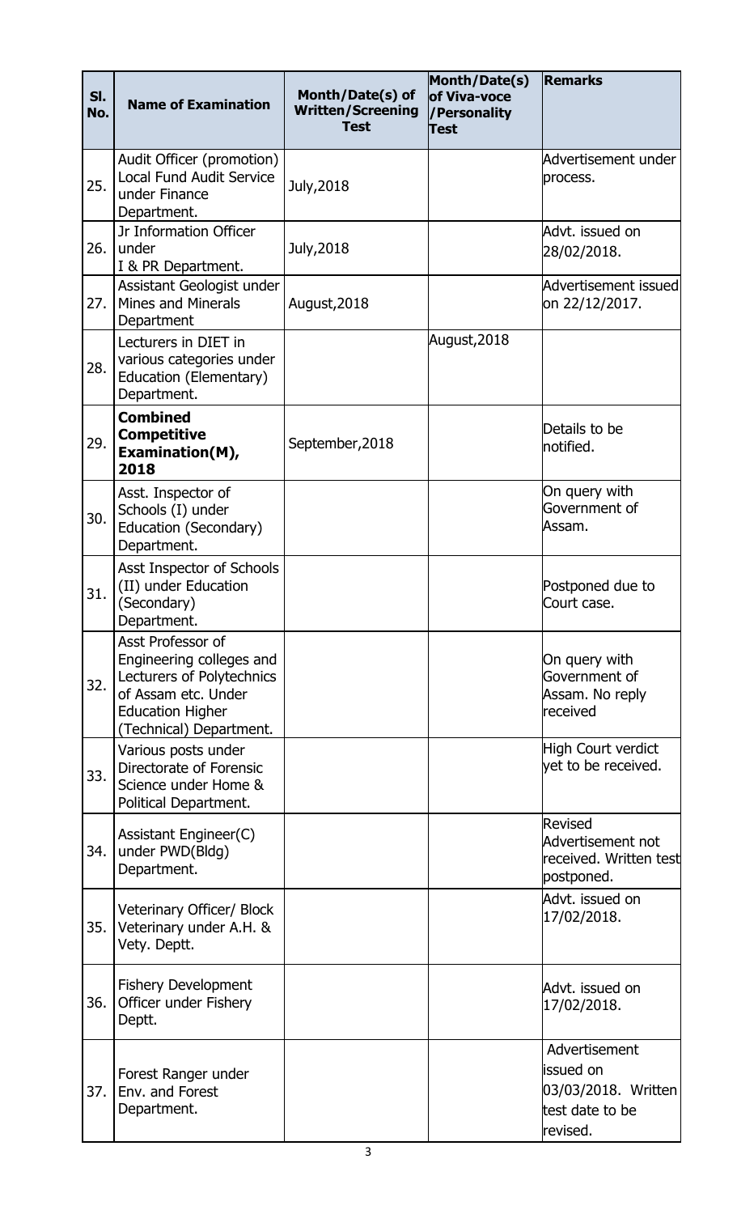| Sl. No. | Name of Examination | Month/Date(s) of Written/Screening Test | Month/Date(s) of Viva-voce /Personality Test | Remarks |
|---|---|---|---|---|
| 25. | Audit Officer (promotion) Local Fund Audit Service under Finance Department. | July,2018 | | Advertisement under process. |
| 26. | Jr Information Officer under I & PR Department. | July,2018 | | Advt. issued on 28/02/2018. |
| 27. | Assistant Geologist under Mines and Minerals Department | August,2018 | | Advertisement issued on 22/12/2017. |
| 28. | Lecturers in DIET in various categories under Education (Elementary) Department. | | August,2018 | |
| 29. | **Combined Competitive Examination(M), 2018** | September,2018 | | Details to be notified. |
| 30. | Asst. Inspector of Schools (I) under Education (Secondary) Department. | | | On query with Government of Assam. |
| 31. | Asst Inspector of Schools (II) under Education (Secondary) Department. | | | Postponed due to Court case. |
| 32. | Asst Professor of Engineering colleges and Lecturers of Polytechnics of Assam etc. Under Education Higher (Technical) Department. | | | On query with Government of Assam. No reply received |
| 33. | Various posts under Directorate of Forensic Science under Home & Political Department. | | | High Court verdict yet to be received. |
| 34. | Assistant Engineer(C) under PWD(Bldg) Department. | | | Revised Advertisement not received. Written test postponed. |
| 35. | Veterinary Officer/ Block Veterinary under A.H. & Vety. Deptt. | | | Advt. issued on 17/02/2018. |
| 36. | Fishery Development Officer under Fishery Deptt. | | | Advt. issued on 17/02/2018. |
| 37. | Forest Ranger under Env. and Forest Department. | | | Advertisement issued on 03/03/2018. Written test date to be revised. |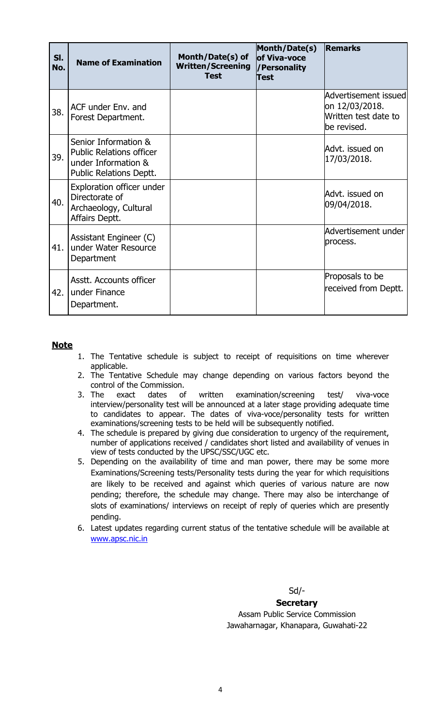| Sl. No. | Name of Examination | Month/Date(s) of Written/Screening Test | Month/Date(s) of Viva-voce /Personality Test | Remarks |
|---|---|---|---|---|
| 38. | ACF under Env. and Forest Department. | | | Advertisement issued on 12/03/2018. Written test date to be revised. |
| 39. | Senior Information & Public Relations officer under Information & Public Relations Deptt. | | | Advt. issued on 17/03/2018. |
| 40. | Exploration officer under Directorate of Archaeology, Cultural Affairs Deptt. | | | Advt. issued on 09/04/2018. |
| 41. | Assistant Engineer (C) under Water Resource Department | | | Advertisement under process. |
| 42. | Asstt. Accounts officer under Finance Department. | | | Proposals to be received from Deptt. |

**Note**

1. The Tentative schedule is subject to receipt of requisitions on time wherever applicable.
2. The Tentative Schedule may change depending on various factors beyond the control of the Commission.
3. The exact dates of written examination/screening test/ viva-voce interview/personality test will be announced at a later stage providing adequate time to candidates to appear. The dates of viva-voce/personality tests for written examinations/screening tests to be held will be subsequently notified.
4. The schedule is prepared by giving due consideration to urgency of the requirement, number of applications received / candidates short listed and availability of venues in view of tests conducted by the UPSC/SSC/UGC etc.
5. Depending on the availability of time and man power, there may be some more Examinations/Screening tests/Personality tests during the year for which requisitions are likely to be received and against which queries of various nature are now pending; therefore, the schedule may change. There may also be interchange of slots of examinations/ interviews on receipt of reply of queries which are presently pending.
6. Latest updates regarding current status of the tentative schedule will be available at www.apsc.nic.in

Sd/-

**Secretary**

Assam Public Service Commission

Jawaharnagar, Khanapara, Guwahati-22